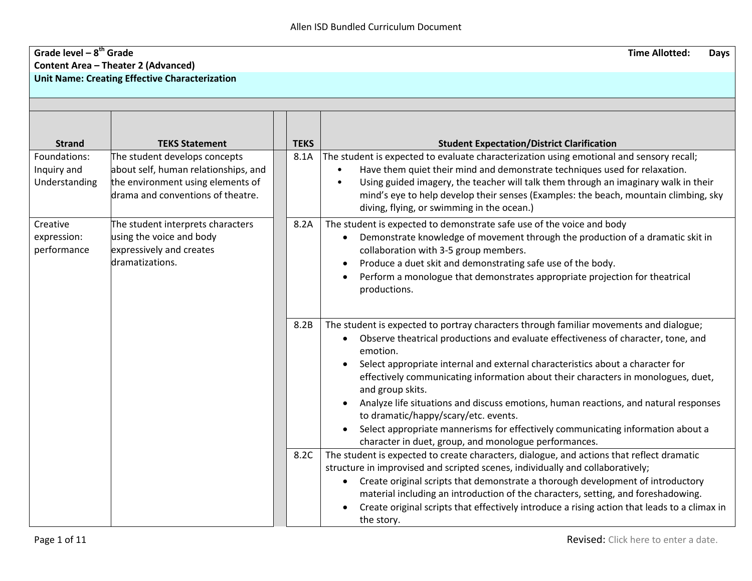**Grade level – 8th Grade** **Time Allotted: Days**
**Content Area – Theater 2 (Advanced)**
**Unit Name: Creating Effective Characterization**

| Strand | TEKS Statement | TEKS | Student Expectation/District Clarification |
|---|---|---|---|
| Foundations: Inquiry and Understanding | The student develops concepts about self, human relationships, and the environment using elements of drama and conventions of theatre. | 8.1A | The student is expected to evaluate characterization using emotional and sensory recall;<br>• Have them quiet their mind and demonstrate techniques used for relaxation.<br>• Using guided imagery, the teacher will talk them through an imaginary walk in their mind's eye to help develop their senses (Examples: the beach, mountain climbing, sky diving, flying, or swimming in the ocean.) |
| Creative expression: performance | The student interprets characters using the voice and body expressively and creates dramatizations. | 8.2A | The student is expected to demonstrate safe use of the voice and body<br>• Demonstrate knowledge of movement through the production of a dramatic skit in collaboration with 3-5 group members.<br>• Produce a duet skit and demonstrating safe use of the body.<br>• Perform a monologue that demonstrates appropriate projection for theatrical productions. |
| | | 8.2B | The student is expected to portray characters through familiar movements and dialogue;<br>• Observe theatrical productions and evaluate effectiveness of character, tone, and emotion.<br>• Select appropriate internal and external characteristics about a character for effectively communicating information about their characters in monologues, duet, and group skits.<br>• Analyze life situations and discuss emotions, human reactions, and natural responses to dramatic/happy/scary/etc. events.<br>• Select appropriate mannerisms for effectively communicating information about a character in duet, group, and monologue performances. |
| | | 8.2C | The student is expected to create characters, dialogue, and actions that reflect dramatic structure in improvised and scripted scenes, individually and collaboratively;<br>• Create original scripts that demonstrate a thorough development of introductory material including an introduction of the characters, setting, and foreshadowing.<br>• Create original scripts that effectively introduce a rising action that leads to a climax in the story. |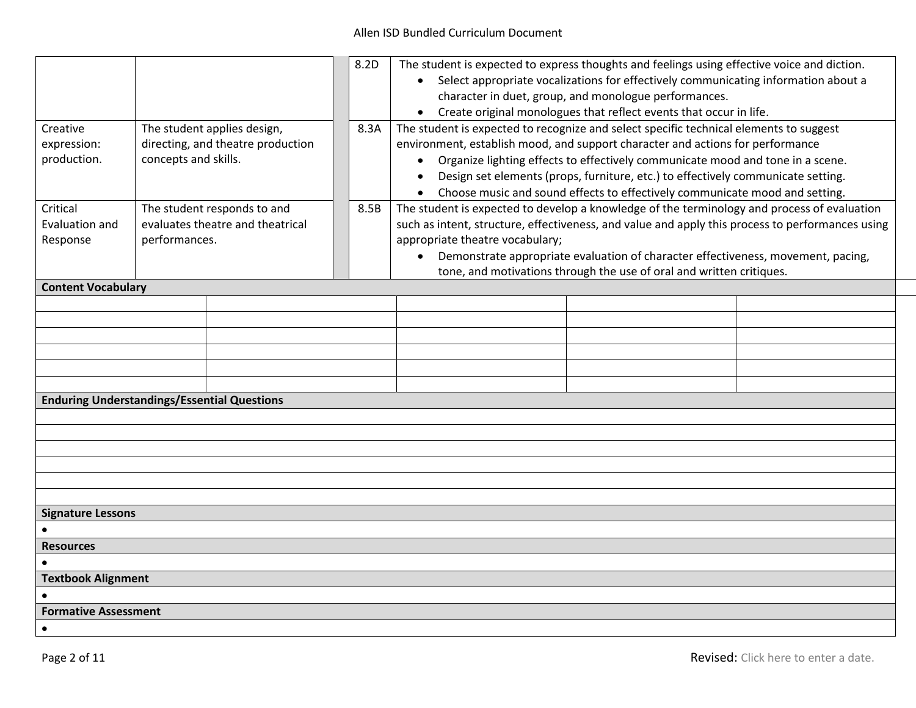| | | | | |
|---|---|---|---|---|
| | | | 8.2D | The student is expected to express thoughts and feelings using effective voice and diction.<br>• Select appropriate vocalizations for effectively communicating information about a character in duet, group, and monologue performances.<br>• Create original monologues that reflect events that occur in life. |
| Creative expression: production. | The student applies design, directing, and theatre production concepts and skills. | | 8.3A | The student is expected to recognize and select specific technical elements to suggest environment, establish mood, and support character and actions for performance<br>• Organize lighting effects to effectively communicate mood and tone in a scene.<br>• Design set elements (props, furniture, etc.) to effectively communicate setting.<br>• Choose music and sound effects to effectively communicate mood and setting. |
| Critical Evaluation and Response | The student responds to and evaluates theatre and theatrical performances. | | 8.5B | The student is expected to develop a knowledge of the terminology and process of evaluation such as intent, structure, effectiveness, and value and apply this process to performances using appropriate theatre vocabulary;<br>• Demonstrate appropriate evaluation of character effectiveness, movement, pacing, tone, and motivations through the use of oral and written critiques. |

**Content Vocabulary**

| | | | | |
|---|---|---|---|---|
| | | | | |
| | | | | |
| | | | | |
| | | | | |
| | | | | |
| | | | | |

**Enduring Understandings/Essential Questions**

**Signature Lessons**

•

**Resources**

•

**Textbook Alignment**

•

**Formative Assessment**

•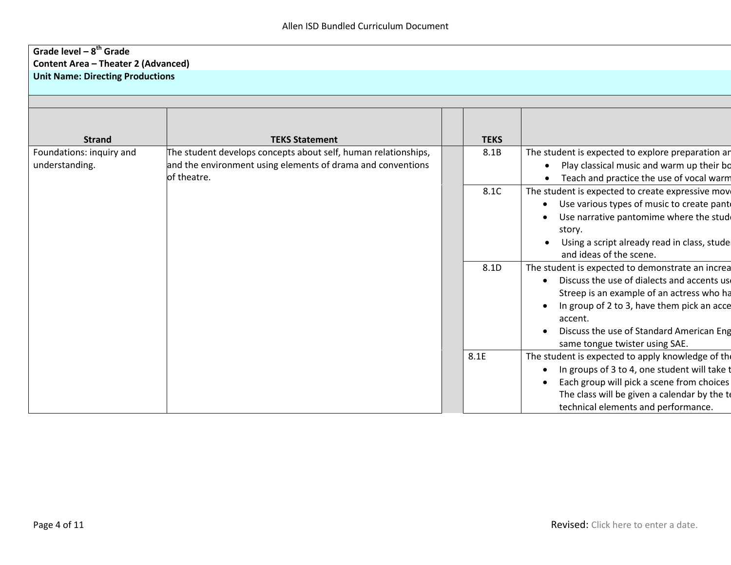**Grade level – 8th Grade**
**Content Area – Theater 2 (Advanced)**
**Unit Name: Directing Productions**

| Strand | TEKS Statement | | TEKS | |
|---|---|---|---|---|
| Foundations: inquiry and understanding. | The student develops concepts about self, human relationships, and the environment using elements of drama and conventions of theatre. | | 8.1B | The student is expected to explore preparation ar<br>• Play classical music and warm up their bo<br>• Teach and practice the use of vocal warm |
| | | | 8.1C | The student is expected to create expressive move<br>• Use various types of music to create panto<br>• Use narrative pantomime where the stude story.<br>• Using a script already read in class, studer and ideas of the scene. |
| | | | 8.1D | The student is expected to demonstrate an increa<br>• Discuss the use of dialects and accents use Streep is an example of an actress who ha<br>• In group of 2 to 3, have them pick an acce accent.<br>• Discuss the use of Standard American Eng same tongue twister using SAE. |
| | | | 8.1E | The student is expected to apply knowledge of the<br>• In groups of 3 to 4, one student will take t<br>• Each group will pick a scene from choices The class will be given a calendar by the te technical elements and performance. |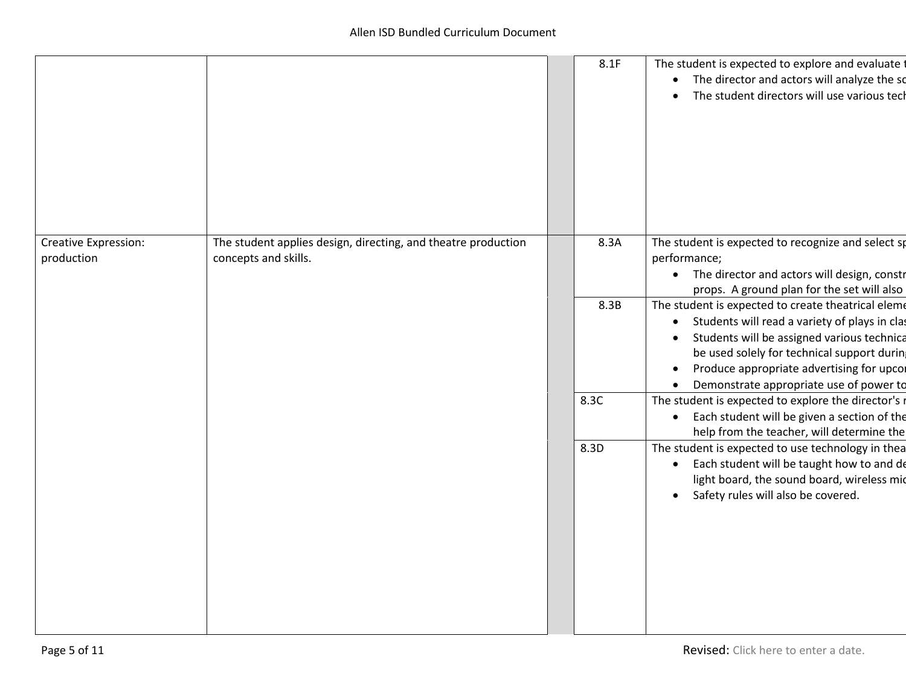| | | | | |
|---|---|---|---|---|
| | | | 8.1F | The student is expected to explore and evaluate t<br>• The director and actors will analyze the sc<br>• The student directors will use various tech |
| Creative Expression: production | The student applies design, directing, and theatre production concepts and skills. | | 8.3A | The student is expected to recognize and select sp performance;<br>• The director and actors will design, constr props. A ground plan for the set will also |
| | | | 8.3B | The student is expected to create theatrical eleme<br>• Students will read a variety of plays in clas<br>• Students will be assigned various technica be used solely for technical support durin<br>• Produce appropriate advertising for upcor<br>• Demonstrate appropriate use of power to |
| | | | 8.3C | The student is expected to explore the director's r<br>• Each student will be given a section of the help from the teacher, will determine the |
| | | | 8.3D | The student is expected to use technology in thea<br>• Each student will be taught how to and de light board, the sound board, wireless mic<br>• Safety rules will also be covered. |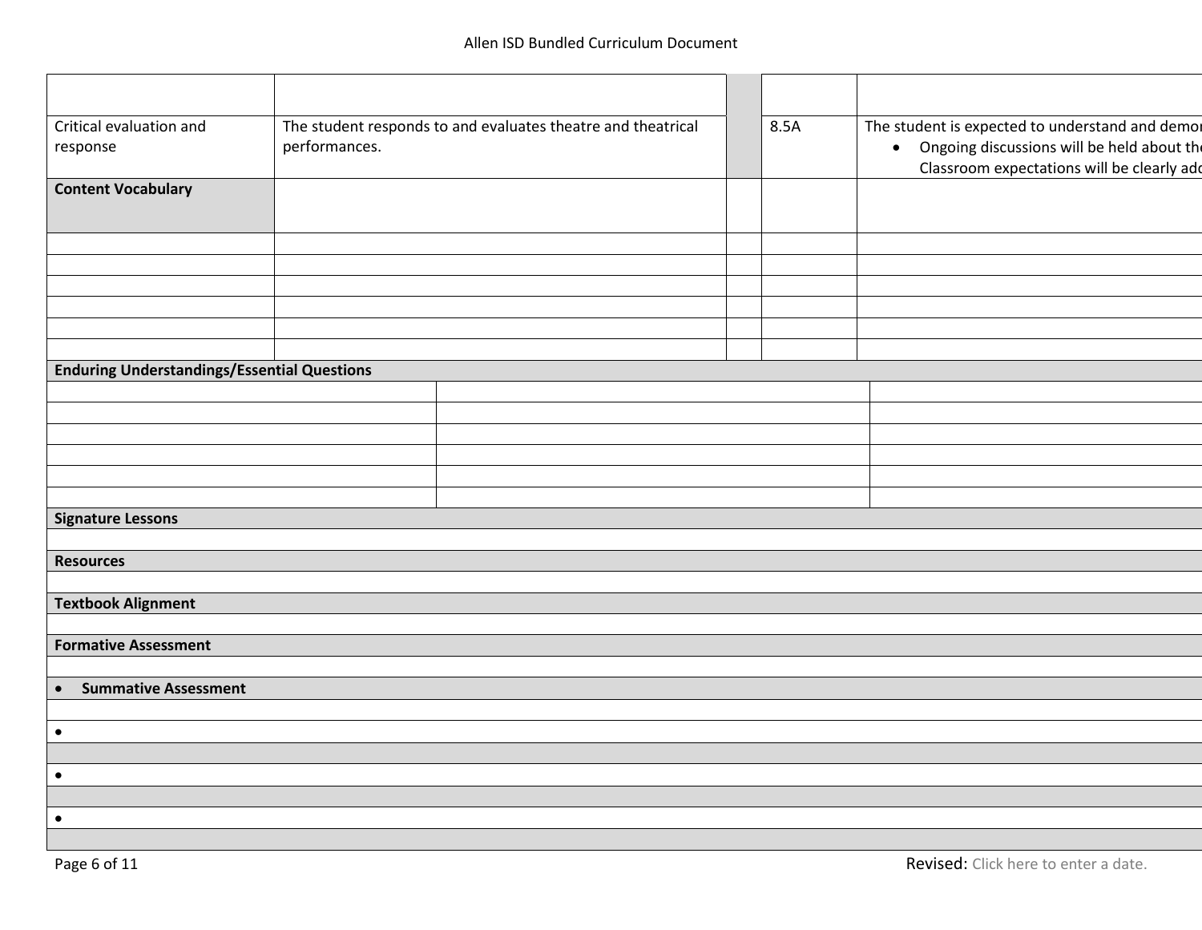| | | | | |
|---|---|---|---|---|
| Critical evaluation and response | The student responds to and evaluates theatre and theatrical performances. | | 8.5A | The student is expected to understand and demor<br>• Ongoing discussions will be held about the<br>Classroom expectations will be clearly add |
| **Content Vocabulary** | | | | |
| | | | | |
| | | | | |
| | | | | |
| | | | | |
| | | | | |
| | | | | |

| **Enduring Understandings/Essential Questions** | | |
|---|---|---|
| | | |
| | | |
| | | |
| | | |
| | | |
| | | |

| **Signature Lessons** |
|---|
| |
| **Resources** |
| |
| **Textbook Alignment** |
| |
| **Formative Assessment** |
| |
| • **Summative Assessment** |
| |
| • |
| |
| • |
| |
| • |
| |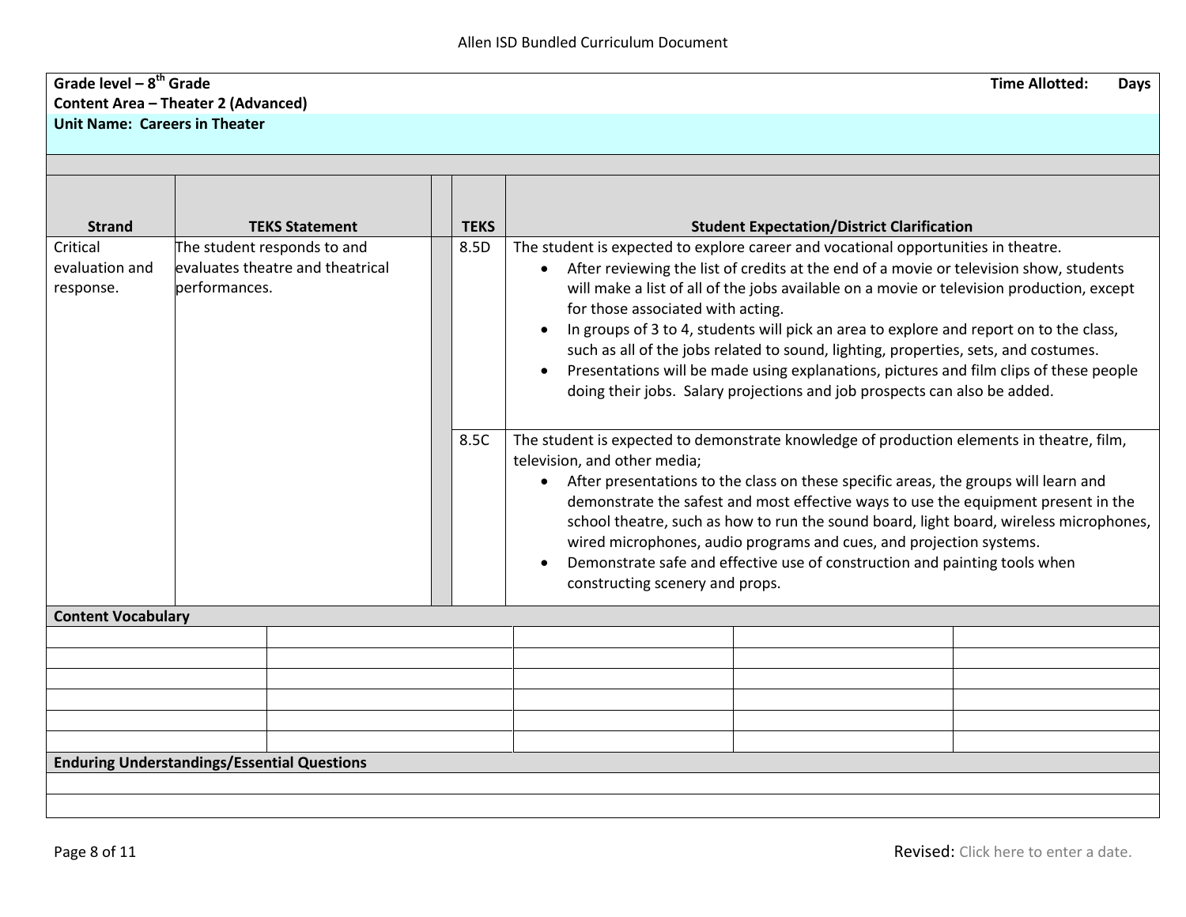**Grade level – 8th Grade** **Time Allotted: Days**

**Content Area – Theater 2 (Advanced)**

**Unit Name: Careers in Theater**

| Strand | TEKS Statement | | TEKS | Student Expectation/District Clarification |
|---|---|---|---|---|
| Critical evaluation and response. | The student responds to and evaluates theatre and theatrical performances. | | 8.5D | The student is expected to explore career and vocational opportunities in theatre.<br>• After reviewing the list of credits at the end of a movie or television show, students will make a list of all of the jobs available on a movie or television production, except for those associated with acting.<br>• In groups of 3 to 4, students will pick an area to explore and report on to the class, such as all of the jobs related to sound, lighting, properties, sets, and costumes.<br>• Presentations will be made using explanations, pictures and film clips of these people doing their jobs. Salary projections and job prospects can also be added. |
| | | | 8.5C | The student is expected to demonstrate knowledge of production elements in theatre, film, television, and other media;<br>• After presentations to the class on these specific areas, the groups will learn and demonstrate the safest and most effective ways to use the equipment present in the school theatre, such as how to run the sound board, light board, wireless microphones, wired microphones, audio programs and cues, and projection systems.<br>• Demonstrate safe and effective use of construction and painting tools when constructing scenery and props. |

**Content Vocabulary**

| | | | | |
|---|---|---|---|---|
| | | | | |
| | | | | |
| | | | | |
| | | | | |
| | | | | |
| | | | | |

**Enduring Understandings/Essential Questions**

Revised: Click here to enter a date.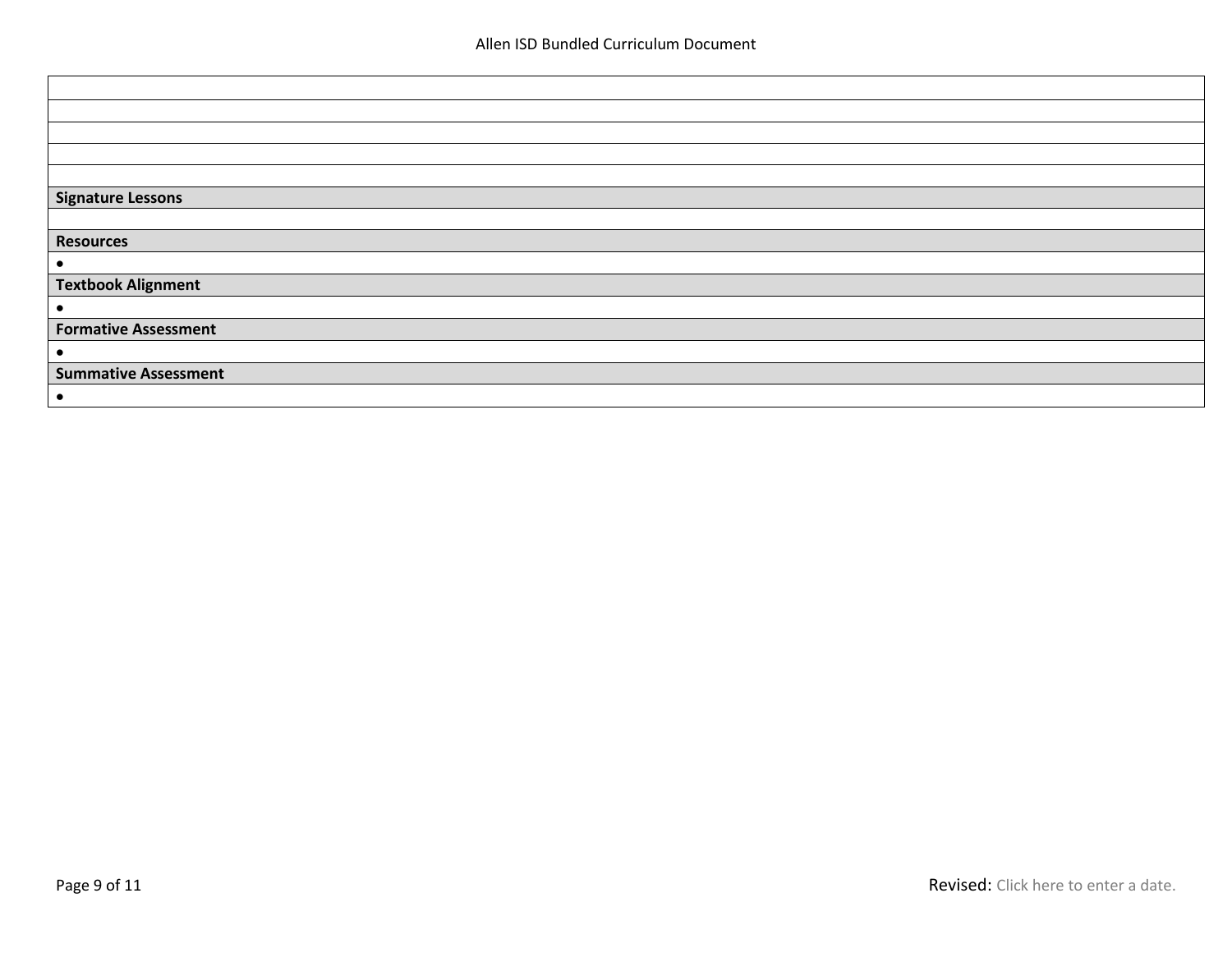| |
|---|
| |
| |
| |
| |
| **Signature Lessons** |
| |
| **Resources** |
| • |
| **Textbook Alignment** |
| • |
| **Formative Assessment** |
| • |
| **Summative Assessment** |
| • |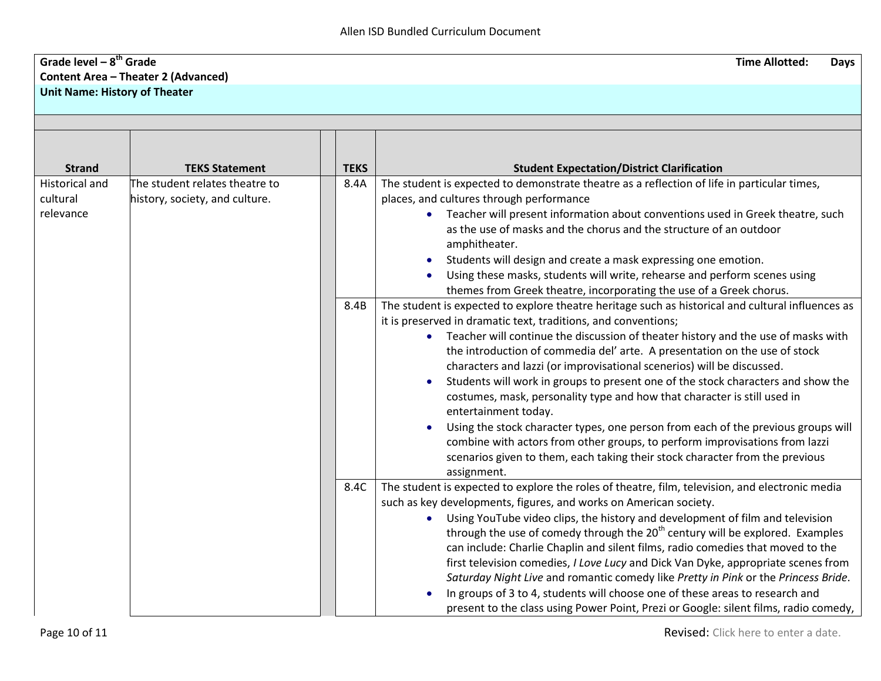**Grade level – 8th Grade** **Time Allotted: Days**
**Content Area – Theater 2 (Advanced)**
**Unit Name: History of Theater**

| Strand | TEKS Statement | | TEKS | Student Expectation/District Clarification |
|---|---|---|---|---|
| Historical and cultural relevance | The student relates theatre to history, society, and culture. | | 8.4A | The student is expected to demonstrate theatre as a reflection of life in particular times, places, and cultures through performance<br>• Teacher will present information about conventions used in Greek theatre, such as the use of masks and the chorus and the structure of an outdoor amphitheater.<br>• Students will design and create a mask expressing one emotion.<br>• Using these masks, students will write, rehearse and perform scenes using themes from Greek theatre, incorporating the use of a Greek chorus. |
| | | | 8.4B | The student is expected to explore theatre heritage such as historical and cultural influences as it is preserved in dramatic text, traditions, and conventions;<br>• Teacher will continue the discussion of theater history and the use of masks with the introduction of commedia del' arte. A presentation on the use of stock characters and lazzi (or improvisational scenerios) will be discussed.<br>• Students will work in groups to present one of the stock characters and show the costumes, mask, personality type and how that character is still used in entertainment today.<br>• Using the stock character types, one person from each of the previous groups will combine with actors from other groups, to perform improvisations from lazzi scenarios given to them, each taking their stock character from the previous assignment. |
| | | | 8.4C | The student is expected to explore the roles of theatre, film, television, and electronic media such as key developments, figures, and works on American society.<br>• Using YouTube video clips, the history and development of film and television through the use of comedy through the 20th century will be explored. Examples can include: Charlie Chaplin and silent films, radio comedies that moved to the first television comedies, *I Love Lucy* and Dick Van Dyke, appropriate scenes from *Saturday Night Live* and romantic comedy like *Pretty in Pink* or the *Princess Bride*.<br>• In groups of 3 to 4, students will choose one of these areas to research and present to the class using Power Point, Prezi or Google: silent films, radio comedy, |

Revised: Click here to enter a date.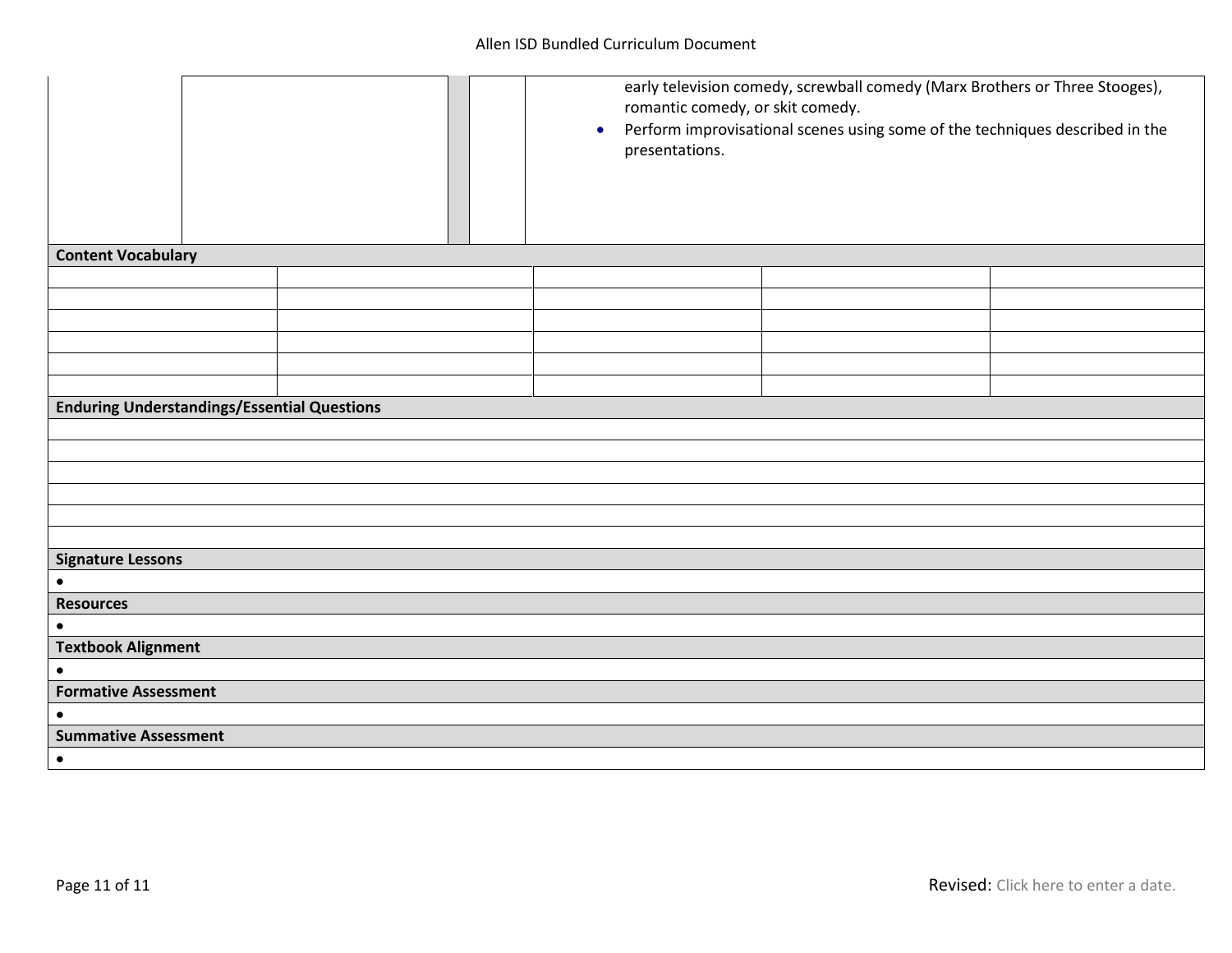| | | | | |
|---|---|---|---|---|
| | | | | early television comedy, screwball comedy (Marx Brothers or Three Stooges), romantic comedy, or skit comedy.<br>• Perform improvisational scenes using some of the techniques described in the presentations. |

**Content Vocabulary**

| | | | | |
|---|---|---|---|---|
| | | | | |
| | | | | |
| | | | | |
| | | | | |
| | | | | |
| | | | | |

**Enduring Understandings/Essential Questions**

**Signature Lessons**

•

**Resources**

•

**Textbook Alignment**

•

**Formative Assessment**

•

**Summative Assessment**

•

Revised: Click here to enter a date.